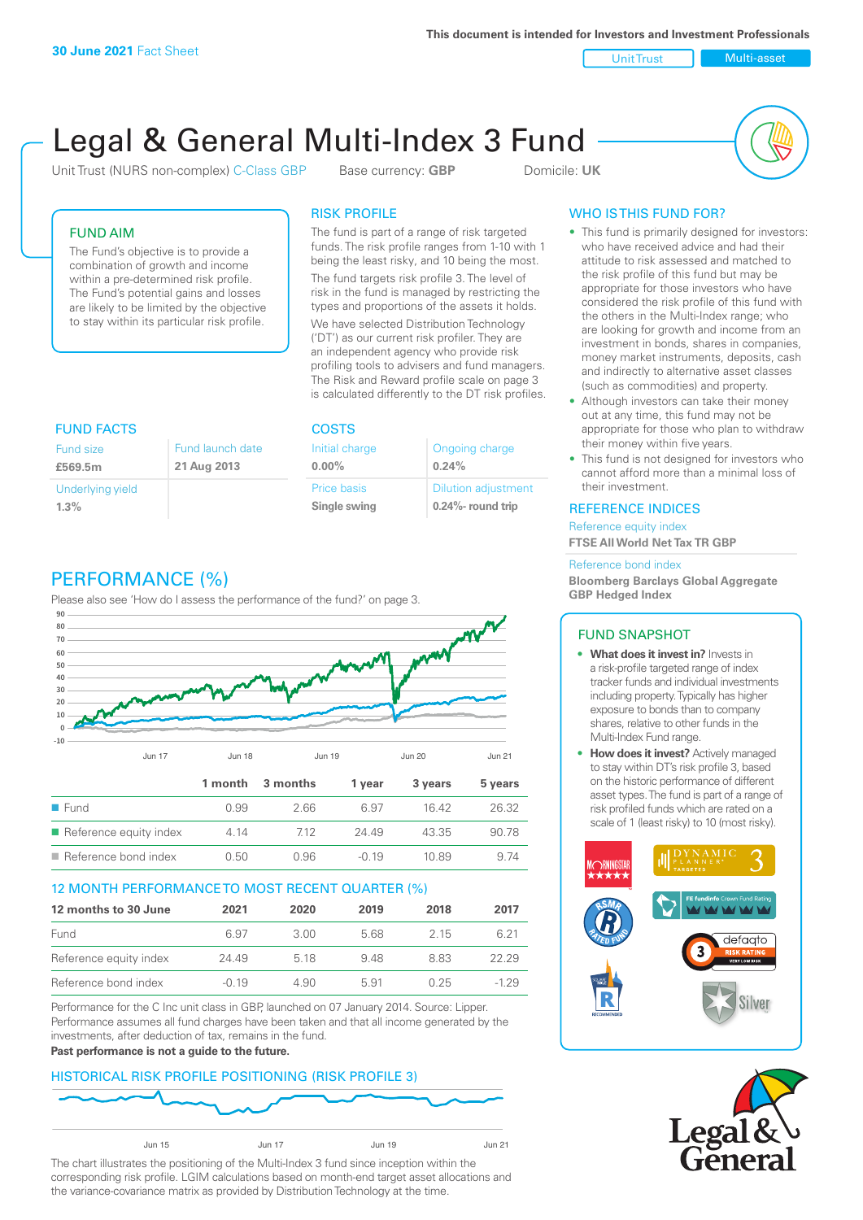This document is intended for Investors and Investment Professionals

**30 June 2021** Fact Sheet

Unit Trust | Multi-asset

# Legal & General Multi-Index 3 Fund

Unit Trust (NURS non-complex) C-Class GBP    Base currency: **GBP**    Domicile: **UK**

## FUND AIM

The Fund's objective is to provide a combination of growth and income within a pre-determined risk profile. The Fund's potential gains and losses are likely to be limited by the objective to stay within its particular risk profile.

## RISK PROFILE

The fund is part of a range of risk targeted funds. The risk profile ranges from 1-10 with 1 being the least risky, and 10 being the most.

The fund targets risk profile 3. The level of risk in the fund is managed by restricting the types and proportions of the assets it holds.

We have selected Distribution Technology ('DT') as our current risk profiler. They are an independent agency who provide risk profiling tools to advisers and fund managers. The Risk and Reward profile scale on page 3 is calculated differently to the DT risk profiles.

## WHO IS THIS FUND FOR?

- This fund is primarily designed for investors: who have received advice and had their attitude to risk assessed and matched to the risk profile of this fund but may be appropriate for those investors who have considered the risk profile of this fund with the others in the Multi-Index range; who are looking for growth and income from an investment in bonds, shares in companies, money market instruments, deposits, cash and indirectly to alternative asset classes (such as commodities) and property.
- Although investors can take their money out at any time, this fund may not be appropriate for those who plan to withdraw their money within five years.
- This fund is not designed for investors who cannot afford more than a minimal loss of their investment.

## FUND FACTS

| Fund size | Fund launch date |
|---|---|
| **£569.5m** | **21 Aug 2013** |
| Underlying yield | |
| **1.3%** | |

## COSTS

| Initial charge | Ongoing charge |
|---|---|
| **0.00%** | **0.24%** |
| Price basis | Dilution adjustment |
| **Single swing** | **0.24%- round trip** |

## REFERENCE INDICES

Reference equity index
**FTSE All World Net Tax TR GBP**

Reference bond index
**Bloomberg Barclays Global Aggregate GBP Hedged Index**

## PERFORMANCE (%)

Please also see 'How do I assess the performance of the fund?' on page 3.

| | 1 month | 3 months | 1 year | 3 years | 5 years |
|---|---|---|---|---|---|
| Fund | 0.99 | 2.66 | 6.97 | 16.42 | 26.32 |
| Reference equity index | 4.14 | 7.12 | 24.49 | 43.35 | 90.78 |
| Reference bond index | 0.50 | 0.96 | -0.19 | 10.89 | 9.74 |

## 12 MONTH PERFORMANCE TO MOST RECENT QUARTER (%)

| 12 months to 30 June | 2021 | 2020 | 2019 | 2018 | 2017 |
|---|---|---|---|---|---|
| Fund | 6.97 | 3.00 | 5.68 | 2.15 | 6.21 |
| Reference equity index | 24.49 | 5.18 | 9.48 | 8.83 | 22.29 |
| Reference bond index | -0.19 | 4.90 | 5.91 | 0.25 | -1.29 |

Performance for the C Inc unit class in GBP, launched on 07 January 2014. Source: Lipper. Performance assumes all fund charges have been taken and that all income generated by the investments, after deduction of tax, remains in the fund.

**Past performance is not a guide to the future.**

## HISTORICAL RISK PROFILE POSITIONING (RISK PROFILE 3)

The chart illustrates the positioning of the Multi-Index 3 fund since inception within the corresponding risk profile. LGIM calculations based on month-end target asset allocations and the variance-covariance matrix as provided by Distribution Technology at the time.

## FUND SNAPSHOT

- **What does it invest in?** Invests in a risk-profile targeted range of index tracker funds and individual investments including property. Typically has higher exposure to bonds than to company shares, relative to other funds in the Multi-Index Fund range.
- **How does it invest?** Actively managed to stay within DT's risk profile 3, based on the historic performance of different asset types. The fund is part of a range of risk profiled funds which are rated on a scale of 1 (least risky) to 10 (most risky).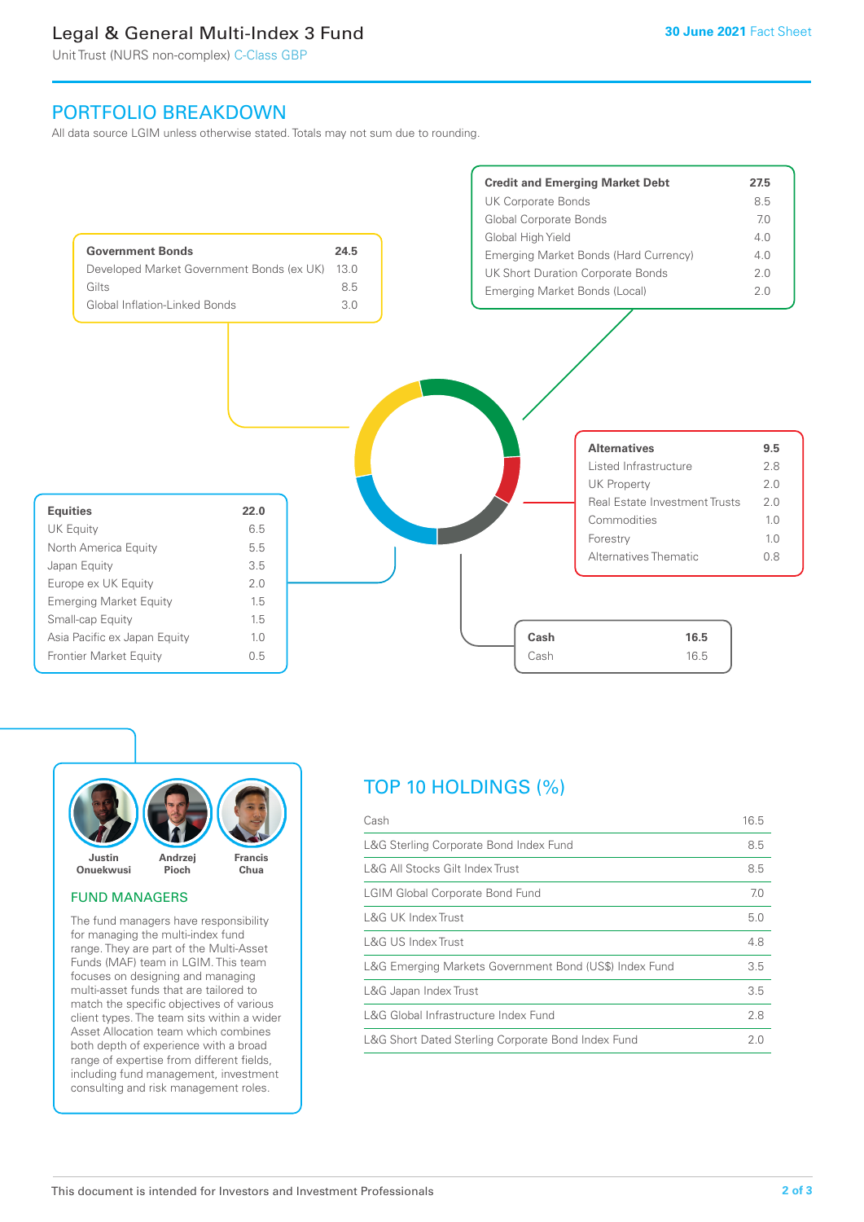# Legal & General Multi-Index 3 Fund

Unit Trust (NURS non-complex) C-Class GBP

30 June 2021 Fact Sheet

## PORTFOLIO BREAKDOWN

All data source LGIM unless otherwise stated. Totals may not sum due to rounding.

| Government Bonds | 24.5 |
|---|---|
| Developed Market Government Bonds (ex UK) | 13.0 |
| Gilts | 8.5 |
| Global Inflation-Linked Bonds | 3.0 |

| Credit and Emerging Market Debt | 27.5 |
|---|---|
| UK Corporate Bonds | 8.5 |
| Global Corporate Bonds | 7.0 |
| Global High Yield | 4.0 |
| Emerging Market Bonds (Hard Currency) | 4.0 |
| UK Short Duration Corporate Bonds | 2.0 |
| Emerging Market Bonds (Local) | 2.0 |

| Alternatives | 9.5 |
|---|---|
| Listed Infrastructure | 2.8 |
| UK Property | 2.0 |
| Real Estate Investment Trusts | 2.0 |
| Commodities | 1.0 |
| Forestry | 1.0 |
| Alternatives Thematic | 0.8 |

| Equities | 22.0 |
|---|---|
| UK Equity | 6.5 |
| North America Equity | 5.5 |
| Japan Equity | 3.5 |
| Europe ex UK Equity | 2.0 |
| Emerging Market Equity | 1.5 |
| Small-cap Equity | 1.5 |
| Asia Pacific ex Japan Equity | 1.0 |
| Frontier Market Equity | 0.5 |

| Cash | 16.5 |
|---|---|
| Cash | 16.5 |

Justin Onuekwusi, Andrzej Pioch, Francis Chua

### FUND MANAGERS

The fund managers have responsibility for managing the multi-index fund range. They are part of the Multi-Asset Funds (MAF) team in LGIM. This team focuses on designing and managing multi-asset funds that are tailored to match the specific objectives of various client types. The team sits within a wider Asset Allocation team which combines both depth of experience with a broad range of expertise from different fields, including fund management, investment consulting and risk management roles.

## TOP 10 HOLDINGS (%)

| Holding | % |
|---|---|
| Cash | 16.5 |
| L&G Sterling Corporate Bond Index Fund | 8.5 |
| L&G All Stocks Gilt Index Trust | 8.5 |
| LGIM Global Corporate Bond Fund | 7.0 |
| L&G UK Index Trust | 5.0 |
| L&G US Index Trust | 4.8 |
| L&G Emerging Markets Government Bond (US$) Index Fund | 3.5 |
| L&G Japan Index Trust | 3.5 |
| L&G Global Infrastructure Index Fund | 2.8 |
| L&G Short Dated Sterling Corporate Bond Index Fund | 2.0 |

This document is intended for Investors and Investment Professionals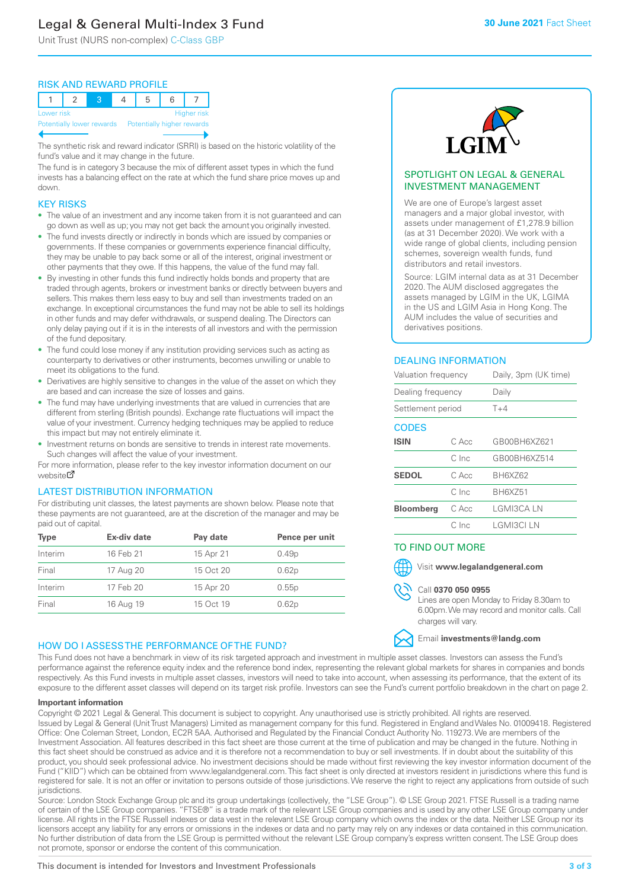# Legal & General Multi-Index 3 Fund

Unit Trust (NURS non-complex) C-Class GBP

30 June 2021 Fact Sheet

## RISK AND REWARD PROFILE

| 1 | 2 | 3 | 4 | 5 | 6 | 7 |
|---|---|---|---|---|---|---|

Lower risk — Higher risk

Potentially lower rewards — Potentially higher rewards

The synthetic risk and reward indicator (SRRI) is based on the historic volatility of the fund's value and it may change in the future.

The fund is in category 3 because the mix of different asset types in which the fund invests has a balancing effect on the rate at which the fund share price moves up and down.

## KEY RISKS

- The value of an investment and any income taken from it is not guaranteed and can go down as well as up; you may not get back the amount you originally invested.
- The fund invests directly or indirectly in bonds which are issued by companies or governments. If these companies or governments experience financial difficulty, they may be unable to pay back some or all of the interest, original investment or other payments that they owe. If this happens, the value of the fund may fall.
- By investing in other funds this fund indirectly holds bonds and property that are traded through agents, brokers or investment banks or directly between buyers and sellers. This makes them less easy to buy and sell than investments traded on an exchange. In exceptional circumstances the fund may not be able to sell its holdings in other funds and may defer withdrawals, or suspend dealing. The Directors can only delay paying out if it is in the interests of all investors and with the permission of the fund depositary.
- The fund could lose money if any institution providing services such as acting as counterparty to derivatives or other instruments, becomes unwilling or unable to meet its obligations to the fund.
- Derivatives are highly sensitive to changes in the value of the asset on which they are based and can increase the size of losses and gains.
- The fund may have underlying investments that are valued in currencies that are different from sterling (British pounds). Exchange rate fluctuations will impact the value of your investment. Currency hedging techniques may be applied to reduce this impact but may not entirely eliminate it.
- Investment returns on bonds are sensitive to trends in interest rate movements. Such changes will affect the value of your investment.

For more information, please refer to the key investor information document on our website

## LATEST DISTRIBUTION INFORMATION

For distributing unit classes, the latest payments are shown below. Please note that these payments are not guaranteed, are at the discretion of the manager and may be paid out of capital.

| Type | Ex-div date | Pay date | Pence per unit |
|---|---|---|---|
| Interim | 16 Feb 21 | 15 Apr 21 | 0.49p |
| Final | 17 Aug 20 | 15 Oct 20 | 0.62p |
| Interim | 17 Feb 20 | 15 Apr 20 | 0.55p |
| Final | 16 Aug 19 | 15 Oct 19 | 0.62p |

## SPOTLIGHT ON LEGAL & GENERAL INVESTMENT MANAGEMENT

We are one of Europe's largest asset managers and a major global investor, with assets under management of £1,278.9 billion (as at 31 December 2020). We work with a wide range of global clients, including pension schemes, sovereign wealth funds, fund distributors and retail investors.

Source: LGIM internal data as at 31 December 2020. The AUM disclosed aggregates the assets managed by LGIM in the UK, LGIMA in the US and LGIM Asia in Hong Kong. The AUM includes the value of securities and derivatives positions.

## DEALING INFORMATION

| | |
|---|---|
| Valuation frequency | Daily, 3pm (UK time) |
| Dealing frequency | Daily |
| Settlement period | T+4 |

## CODES

| | | |
|---|---|---|
| **ISIN** | C Acc | GB00BH6XZ621 |
| | C Inc | GB00BH6XZ514 |
| **SEDOL** | C Acc | BH6XZ62 |
| | C Inc | BH6XZ51 |
| **Bloomberg** | C Acc | LGMI3CA LN |
| | C Inc | LGMI3CI LN |

## TO FIND OUT MORE

Visit **www.legalandgeneral.com**

Call **0370 050 0955**
Lines are open Monday to Friday 8.30am to 6.00pm. We may record and monitor calls. Call charges will vary.

Email **investments@landg.com**

## HOW DO I ASSESS THE PERFORMANCE OF THE FUND?

This Fund does not have a benchmark in view of its risk targeted approach and investment in multiple asset classes. Investors can assess the Fund's performance against the reference equity index and the reference bond index, representing the relevant global markets for shares in companies and bonds respectively. As this Fund invests in multiple asset classes, investors will need to take into account, when assessing its performance, that the extent of its exposure to the different asset classes will depend on its target risk profile. Investors can see the Fund's current portfolio breakdown in the chart on page 2.

### Important information

Copyright © 2021 Legal & General. This document is subject to copyright. Any unauthorised use is strictly prohibited. All rights are reserved.
Issued by Legal & General (Unit Trust Managers) Limited as management company for this fund. Registered in England and Wales No. 01009418. Registered Office: One Coleman Street, London, EC2R 5AA. Authorised and Regulated by the Financial Conduct Authority No. 119273. We are members of the Investment Association. All features described in this fact sheet are those current at the time of publication and may be changed in the future. Nothing in this fact sheet should be construed as advice and it is therefore not a recommendation to buy or sell investments. If in doubt about the suitability of this product, you should seek professional advice. No investment decisions should be made without first reviewing the key investor information document of the Fund ("KIID") which can be obtained from www.legalandgeneral.com. This fact sheet is only directed at investors resident in jurisdictions where this fund is registered for sale. It is not an offer or invitation to persons outside of those jurisdictions. We reserve the right to reject any applications from outside of such jurisdictions.

Source: London Stock Exchange Group plc and its group undertakings (collectively, the "LSE Group"). © LSE Group 2021. FTSE Russell is a trading name of certain of the LSE Group companies. "FTSE®" is a trade mark of the relevant LSE Group companies and is used by any other LSE Group company under license. All rights in the FTSE Russell indexes or data vest in the relevant LSE Group company which owns the index or the data. Neither LSE Group nor its licensors accept any liability for any errors or omissions in the indexes or data and no party may rely on any indexes or data contained in this communication. No further distribution of data from the LSE Group is permitted without the relevant LSE Group company's express written consent. The LSE Group does not promote, sponsor or endorse the content of this communication.

This document is intended for Investors and Investment Professionals